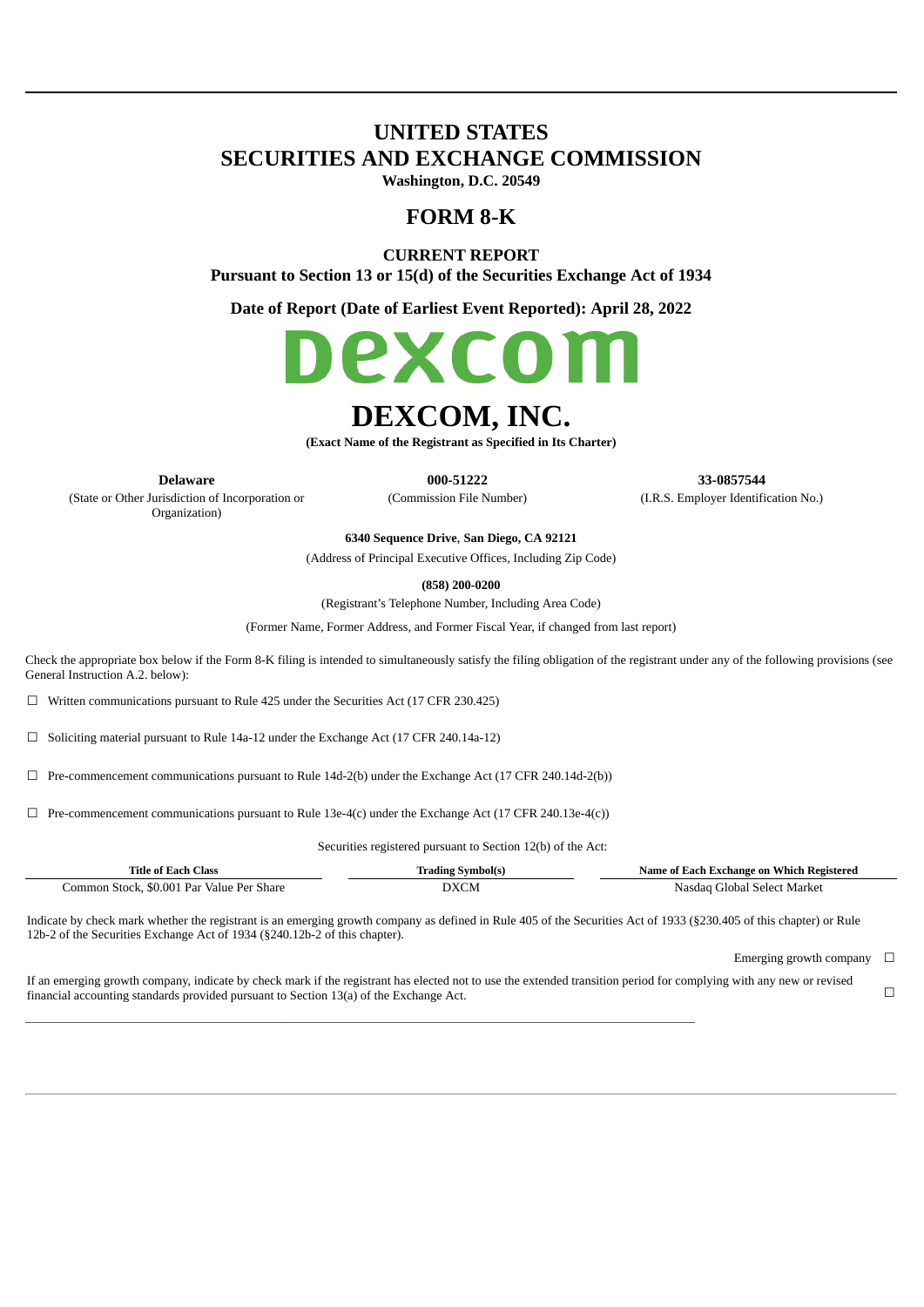# UNITED STATES
# SECURITIES AND EXCHANGE COMMISSION

**Washington, D.C. 20549**

## FORM 8-K

**CURRENT REPORT**
**Pursuant to Section 13 or 15(d) of the Securities Exchange Act of 1934**

**Date of Report (Date of Earliest Event Reported): April 28, 2022**

dexcom

# DEXCOM, INC.

**(Exact Name of the Registrant as Specified in Its Charter)**

| **Delaware** | **000-51222** | **33-0857544** |
|---|---|---|
| (State or Other Jurisdiction of Incorporation or Organization) | (Commission File Number) | (I.R.S. Employer Identification No.) |

**6340 Sequence Drive, San Diego, CA 92121**
(Address of Principal Executive Offices, Including Zip Code)

**(858) 200-0200**
(Registrant's Telephone Number, Including Area Code)

(Former Name, Former Address, and Former Fiscal Year, if changed from last report)

Check the appropriate box below if the Form 8-K filing is intended to simultaneously satisfy the filing obligation of the registrant under any of the following provisions (see General Instruction A.2. below):

☐ Written communications pursuant to Rule 425 under the Securities Act (17 CFR 230.425)

☐ Soliciting material pursuant to Rule 14a-12 under the Exchange Act (17 CFR 240.14a-12)

☐ Pre-commencement communications pursuant to Rule 14d-2(b) under the Exchange Act (17 CFR 240.14d-2(b))

☐ Pre-commencement communications pursuant to Rule 13e-4(c) under the Exchange Act (17 CFR 240.13e-4(c))

Securities registered pursuant to Section 12(b) of the Act:

| Title of Each Class | Trading Symbol(s) | Name of Each Exchange on Which Registered |
|---|---|---|
| Common Stock, $0.001 Par Value Per Share | DXCM | Nasdaq Global Select Market |

Indicate by check mark whether the registrant is an emerging growth company as defined in Rule 405 of the Securities Act of 1933 (§230.405 of this chapter) or Rule 12b-2 of the Securities Exchange Act of 1934 (§240.12b-2 of this chapter).

Emerging growth company ☐

If an emerging growth company, indicate by check mark if the registrant has elected not to use the extended transition period for complying with any new or revised financial accounting standards provided pursuant to Section 13(a) of the Exchange Act. ☐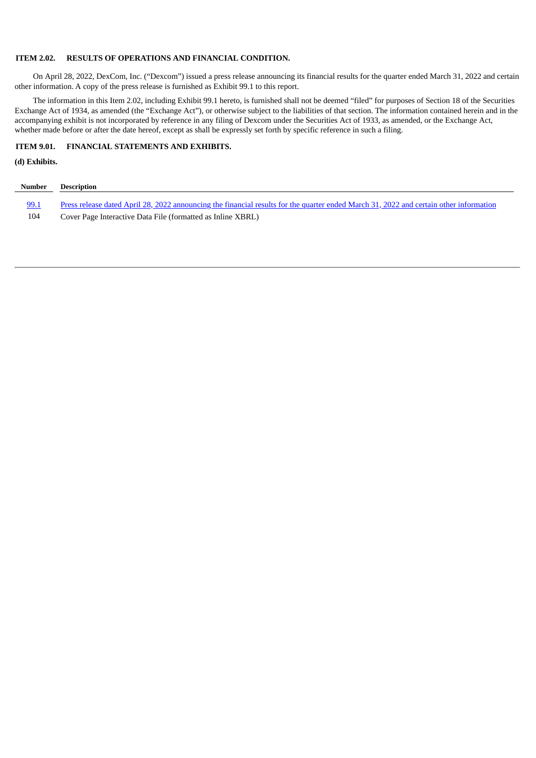**ITEM 2.02. RESULTS OF OPERATIONS AND FINANCIAL CONDITION.**

On April 28, 2022, DexCom, Inc. ("Dexcom") issued a press release announcing its financial results for the quarter ended March 31, 2022 and certain other information. A copy of the press release is furnished as Exhibit 99.1 to this report.

The information in this Item 2.02, including Exhibit 99.1 hereto, is furnished shall not be deemed "filed" for purposes of Section 18 of the Securities Exchange Act of 1934, as amended (the "Exchange Act"), or otherwise subject to the liabilities of that section. The information contained herein and in the accompanying exhibit is not incorporated by reference in any filing of Dexcom under the Securities Act of 1933, as amended, or the Exchange Act, whether made before or after the date hereof, except as shall be expressly set forth by specific reference in such a filing.

**ITEM 9.01. FINANCIAL STATEMENTS AND EXHIBITS.**

**(d) Exhibits.**

| Number | Description |
|---|---|
| 99.1 | Press release dated April 28, 2022 announcing the financial results for the quarter ended March 31, 2022 and certain other information |
| 104 | Cover Page Interactive Data File (formatted as Inline XBRL) |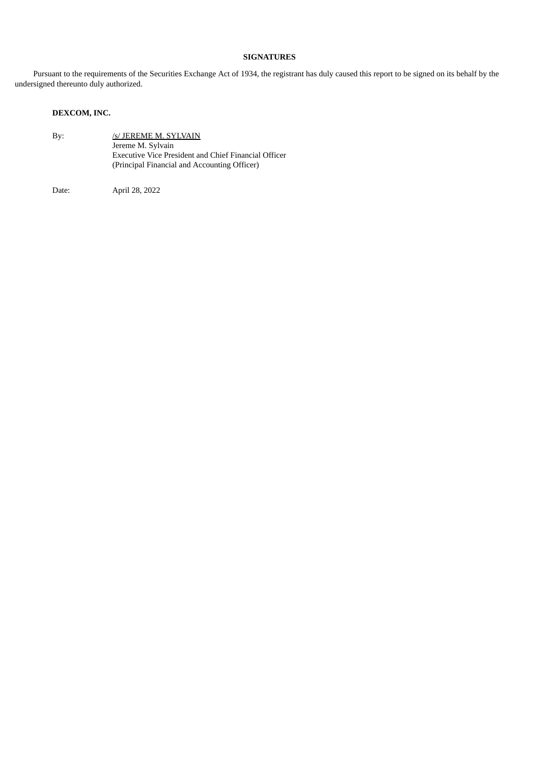**SIGNATURES**

Pursuant to the requirements of the Securities Exchange Act of 1934, the registrant has duly caused this report to be signed on its behalf by the undersigned thereunto duly authorized.

**DEXCOM, INC.**

By: /s/ JEREME M. SYLVAIN
Jereme M. Sylvain
Executive Vice President and Chief Financial Officer
(Principal Financial and Accounting Officer)

Date: April 28, 2022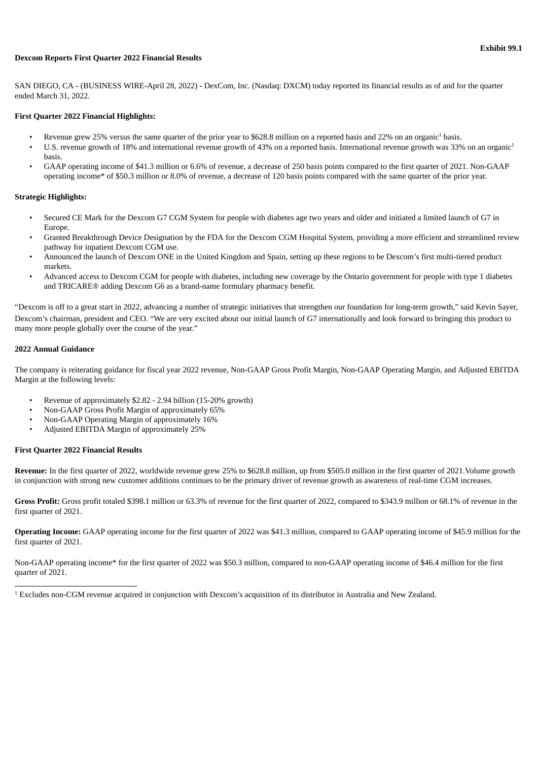**Exhibit 99.1**

**Dexcom Reports First Quarter 2022 Financial Results**

SAN DIEGO, CA - (BUSINESS WIRE-April 28, 2022) - DexCom, Inc. (Nasdaq: DXCM) today reported its financial results as of and for the quarter ended March 31, 2022.

**First Quarter 2022 Financial Highlights:**

- Revenue grew 25% versus the same quarter of the prior year to $628.8 million on a reported basis and 22% on an organic[1] basis.
- U.S. revenue growth of 18% and international revenue growth of 43% on a reported basis. International revenue growth was 33% on an organic[1] basis.
- GAAP operating income of $41.3 million or 6.6% of revenue, a decrease of 250 basis points compared to the first quarter of 2021. Non-GAAP operating income* of $50.3 million or 8.0% of revenue, a decrease of 120 basis points compared with the same quarter of the prior year.

**Strategic Highlights:**

- Secured CE Mark for the Dexcom G7 CGM System for people with diabetes age two years and older and initiated a limited launch of G7 in Europe.
- Granted Breakthrough Device Designation by the FDA for the Dexcom CGM Hospital System, providing a more efficient and streamlined review pathway for inpatient Dexcom CGM use.
- Announced the launch of Dexcom ONE in the United Kingdom and Spain, setting up these regions to be Dexcom's first multi-tiered product markets.
- Advanced access to Dexcom CGM for people with diabetes, including new coverage by the Ontario government for people with type 1 diabetes and TRICARE® adding Dexcom G6 as a brand-name formulary pharmacy benefit.

"Dexcom is off to a great start in 2022, advancing a number of strategic initiatives that strengthen our foundation for long-term growth," said Kevin Sayer, Dexcom's chairman, president and CEO. "We are very excited about our initial launch of G7 internationally and look forward to bringing this product to many more people globally over the course of the year."

**2022 Annual Guidance**

The company is reiterating guidance for fiscal year 2022 revenue, Non-GAAP Gross Profit Margin, Non-GAAP Operating Margin, and Adjusted EBITDA Margin at the following levels:

- Revenue of approximately $2.82 - 2.94 billion (15-20% growth)
- Non-GAAP Gross Profit Margin of approximately 65%
- Non-GAAP Operating Margin of approximately 16%
- Adjusted EBITDA Margin of approximately 25%

**First Quarter 2022 Financial Results**

**Revenue:** In the first quarter of 2022, worldwide revenue grew 25% to $628.8 million, up from $505.0 million in the first quarter of 2021.Volume growth in conjunction with strong new customer additions continues to be the primary driver of revenue growth as awareness of real-time CGM increases.

**Gross Profit:** Gross profit totaled $398.1 million or 63.3% of revenue for the first quarter of 2022, compared to $343.9 million or 68.1% of revenue in the first quarter of 2021.

**Operating Income:** GAAP operating income for the first quarter of 2022 was $41.3 million, compared to GAAP operating income of $45.9 million for the first quarter of 2021.

Non-GAAP operating income* for the first quarter of 2022 was $50.3 million, compared to non-GAAP operating income of $46.4 million for the first quarter of 2021.

---

[1] Excludes non-CGM revenue acquired in conjunction with Dexcom's acquisition of its distributor in Australia and New Zealand.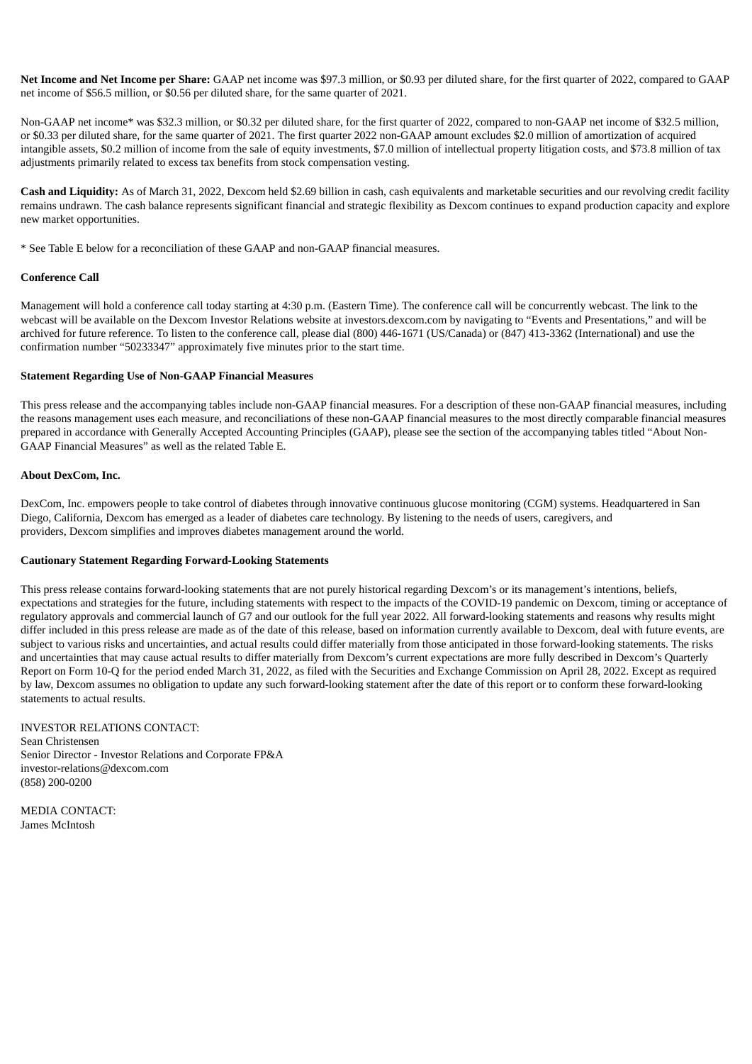**Net Income and Net Income per Share:** GAAP net income was $97.3 million, or $0.93 per diluted share, for the first quarter of 2022, compared to GAAP net income of $56.5 million, or $0.56 per diluted share, for the same quarter of 2021.

Non-GAAP net income* was $32.3 million, or $0.32 per diluted share, for the first quarter of 2022, compared to non-GAAP net income of $32.5 million, or $0.33 per diluted share, for the same quarter of 2021. The first quarter 2022 non-GAAP amount excludes $2.0 million of amortization of acquired intangible assets, $0.2 million of income from the sale of equity investments, $7.0 million of intellectual property litigation costs, and $73.8 million of tax adjustments primarily related to excess tax benefits from stock compensation vesting.

**Cash and Liquidity:** As of March 31, 2022, Dexcom held $2.69 billion in cash, cash equivalents and marketable securities and our revolving credit facility remains undrawn. The cash balance represents significant financial and strategic flexibility as Dexcom continues to expand production capacity and explore new market opportunities.

* See Table E below for a reconciliation of these GAAP and non-GAAP financial measures.

**Conference Call**

Management will hold a conference call today starting at 4:30 p.m. (Eastern Time). The conference call will be concurrently webcast. The link to the webcast will be available on the Dexcom Investor Relations website at investors.dexcom.com by navigating to "Events and Presentations," and will be archived for future reference. To listen to the conference call, please dial (800) 446-1671 (US/Canada) or (847) 413-3362 (International) and use the confirmation number "50233347" approximately five minutes prior to the start time.

**Statement Regarding Use of Non-GAAP Financial Measures**

This press release and the accompanying tables include non-GAAP financial measures. For a description of these non-GAAP financial measures, including the reasons management uses each measure, and reconciliations of these non-GAAP financial measures to the most directly comparable financial measures prepared in accordance with Generally Accepted Accounting Principles (GAAP), please see the section of the accompanying tables titled "About Non-GAAP Financial Measures" as well as the related Table E.

**About DexCom, Inc.**

DexCom, Inc. empowers people to take control of diabetes through innovative continuous glucose monitoring (CGM) systems. Headquartered in San Diego, California, Dexcom has emerged as a leader of diabetes care technology. By listening to the needs of users, caregivers, and providers, Dexcom simplifies and improves diabetes management around the world.

**Cautionary Statement Regarding Forward-Looking Statements**

This press release contains forward-looking statements that are not purely historical regarding Dexcom's or its management's intentions, beliefs, expectations and strategies for the future, including statements with respect to the impacts of the COVID-19 pandemic on Dexcom, timing or acceptance of regulatory approvals and commercial launch of G7 and our outlook for the full year 2022. All forward-looking statements and reasons why results might differ included in this press release are made as of the date of this release, based on information currently available to Dexcom, deal with future events, are subject to various risks and uncertainties, and actual results could differ materially from those anticipated in those forward-looking statements. The risks and uncertainties that may cause actual results to differ materially from Dexcom's current expectations are more fully described in Dexcom's Quarterly Report on Form 10-Q for the period ended March 31, 2022, as filed with the Securities and Exchange Commission on April 28, 2022. Except as required by law, Dexcom assumes no obligation to update any such forward-looking statement after the date of this report or to conform these forward-looking statements to actual results.

INVESTOR RELATIONS CONTACT:
Sean Christensen
Senior Director - Investor Relations and Corporate FP&A
investor-relations@dexcom.com
(858) 200-0200

MEDIA CONTACT:
James McIntosh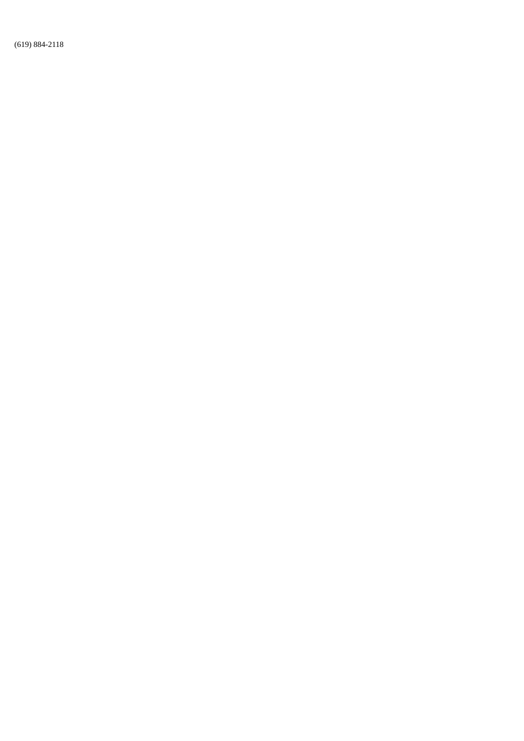(619) 884-2118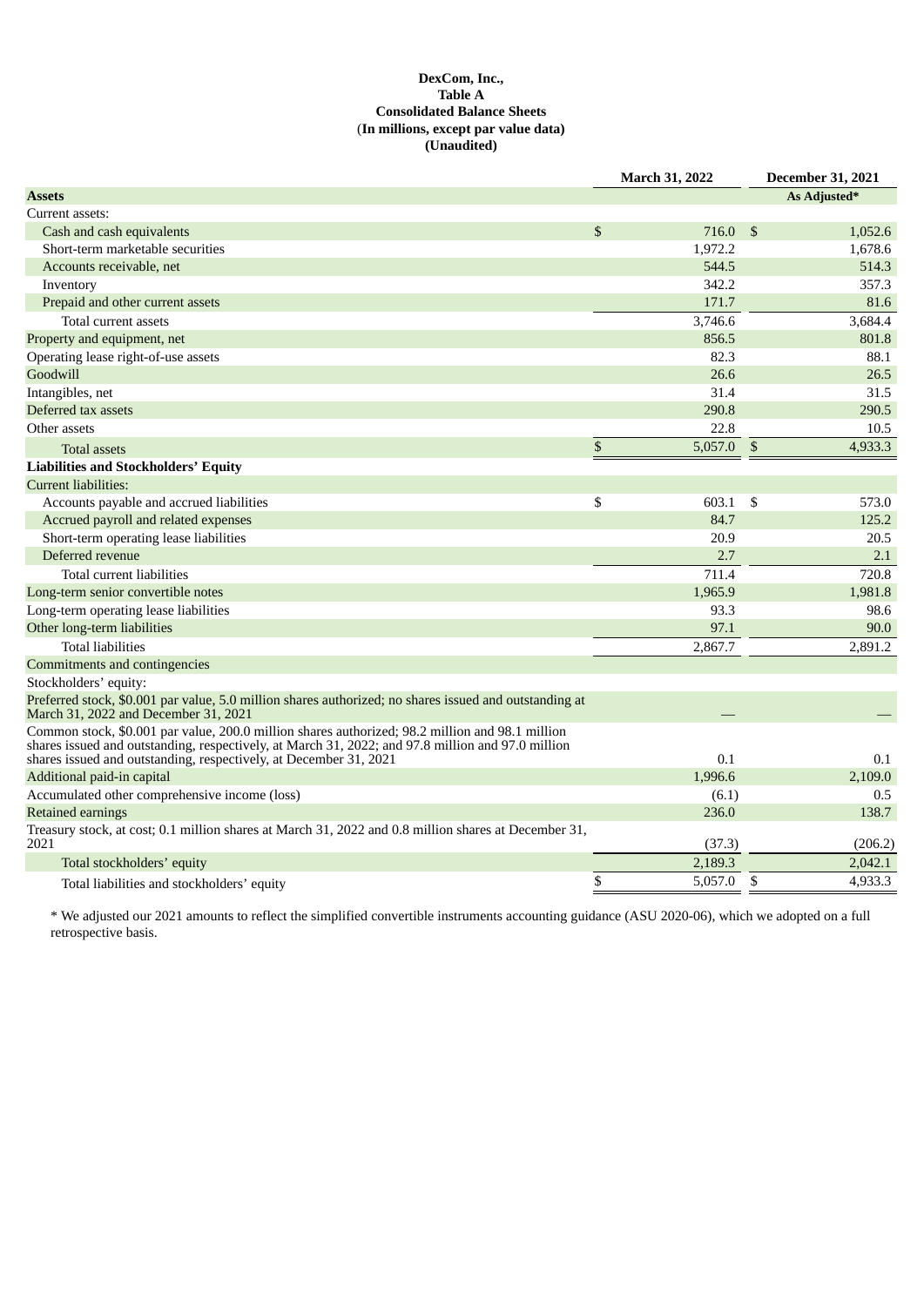**DexCom, Inc.,**
**Table A**
**Consolidated Balance Sheets**
**(In millions, except par value data)**
**(Unaudited)**

| | March 31, 2022 | December 31, 2021 |
|---|---|---|
| **Assets** | | **As Adjusted*** |
| Current assets: | | |
| Cash and cash equivalents | $ 716.0 | $ 1,052.6 |
| Short-term marketable securities | 1,972.2 | 1,678.6 |
| Accounts receivable, net | 544.5 | 514.3 |
| Inventory | 342.2 | 357.3 |
| Prepaid and other current assets | 171.7 | 81.6 |
| Total current assets | 3,746.6 | 3,684.4 |
| Property and equipment, net | 856.5 | 801.8 |
| Operating lease right-of-use assets | 82.3 | 88.1 |
| Goodwill | 26.6 | 26.5 |
| Intangibles, net | 31.4 | 31.5 |
| Deferred tax assets | 290.8 | 290.5 |
| Other assets | 22.8 | 10.5 |
| Total assets | $ 5,057.0 | $ 4,933.3 |
| **Liabilities and Stockholders' Equity** | | |
| Current liabilities: | | |
| Accounts payable and accrued liabilities | $ 603.1 | $ 573.0 |
| Accrued payroll and related expenses | 84.7 | 125.2 |
| Short-term operating lease liabilities | 20.9 | 20.5 |
| Deferred revenue | 2.7 | 2.1 |
| Total current liabilities | 711.4 | 720.8 |
| Long-term senior convertible notes | 1,965.9 | 1,981.8 |
| Long-term operating lease liabilities | 93.3 | 98.6 |
| Other long-term liabilities | 97.1 | 90.0 |
| Total liabilities | 2,867.7 | 2,891.2 |
| Commitments and contingencies | | |
| Stockholders' equity: | | |
| Preferred stock, $0.001 par value, 5.0 million shares authorized; no shares issued and outstanding at March 31, 2022 and December 31, 2021 | — | — |
| Common stock, $0.001 par value, 200.0 million shares authorized; 98.2 million and 98.1 million shares issued and outstanding, respectively, at March 31, 2022; and 97.8 million and 97.0 million shares issued and outstanding, respectively, at December 31, 2021 | 0.1 | 0.1 |
| Additional paid-in capital | 1,996.6 | 2,109.0 |
| Accumulated other comprehensive income (loss) | (6.1) | 0.5 |
| Retained earnings | 236.0 | 138.7 |
| Treasury stock, at cost; 0.1 million shares at March 31, 2022 and 0.8 million shares at December 31, 2021 | (37.3) | (206.2) |
| Total stockholders' equity | 2,189.3 | 2,042.1 |
| Total liabilities and stockholders' equity | $ 5,057.0 | $ 4,933.3 |

* We adjusted our 2021 amounts to reflect the simplified convertible instruments accounting guidance (ASU 2020-06), which we adopted on a full retrospective basis.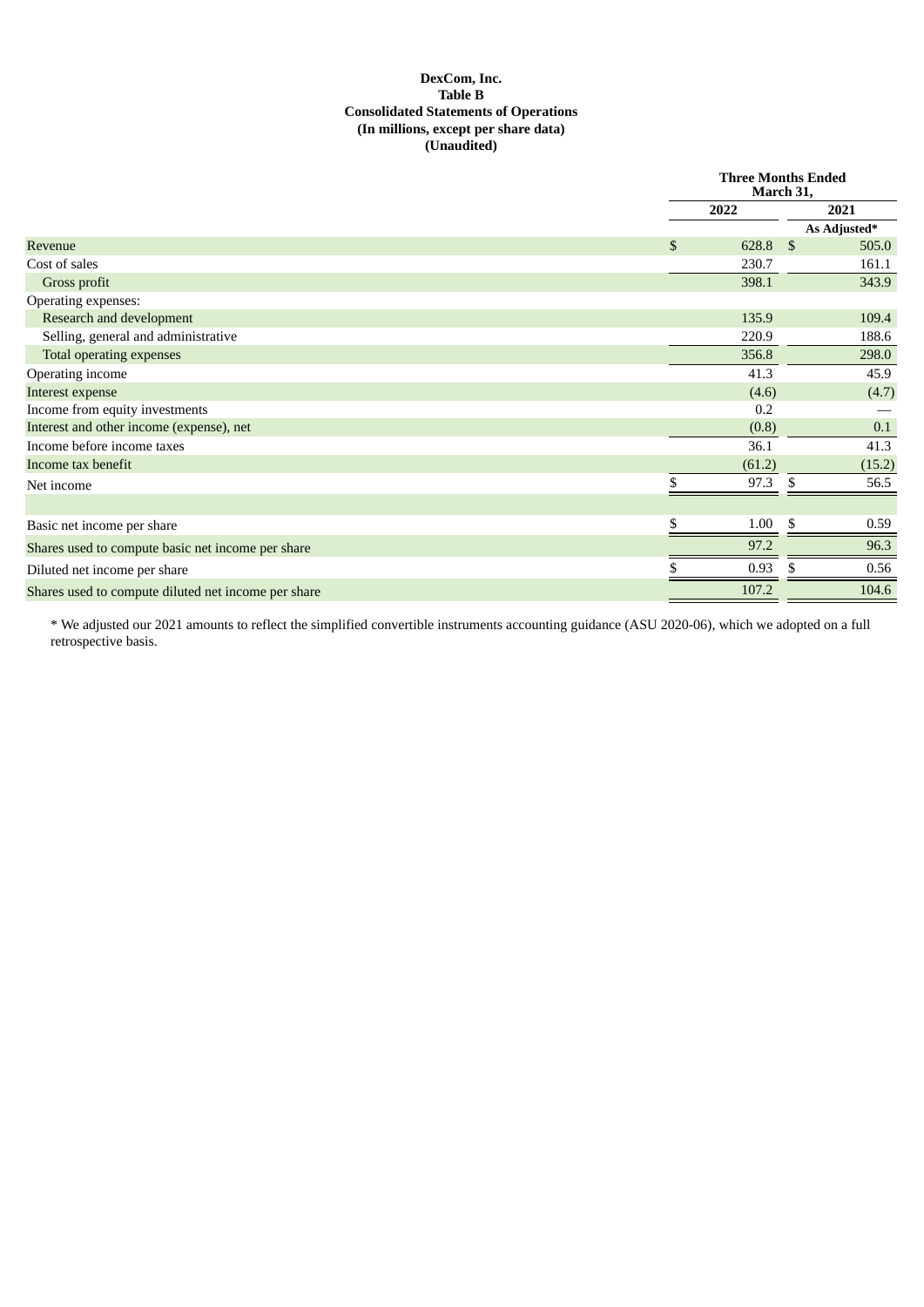**DexCom, Inc.**
**Table B**
**Consolidated Statements of Operations**
**(In millions, except per share data)**
**(Unaudited)**

| | Three Months Ended March 31, | |
|---|---|---|
| | 2022 | 2021 |
| | | As Adjusted* |
| Revenue | $ 628.8 | $ 505.0 |
| Cost of sales | 230.7 | 161.1 |
| Gross profit | 398.1 | 343.9 |
| Operating expenses: | | |
| Research and development | 135.9 | 109.4 |
| Selling, general and administrative | 220.9 | 188.6 |
| Total operating expenses | 356.8 | 298.0 |
| Operating income | 41.3 | 45.9 |
| Interest expense | (4.6) | (4.7) |
| Income from equity investments | 0.2 | — |
| Interest and other income (expense), net | (0.8) | 0.1 |
| Income before income taxes | 36.1 | 41.3 |
| Income tax benefit | (61.2) | (15.2) |
| Net income | $ 97.3 | $ 56.5 |
| | | |
| Basic net income per share | $ 1.00 | $ 0.59 |
| Shares used to compute basic net income per share | 97.2 | 96.3 |
| Diluted net income per share | $ 0.93 | $ 0.56 |
| Shares used to compute diluted net income per share | 107.2 | 104.6 |

* We adjusted our 2021 amounts to reflect the simplified convertible instruments accounting guidance (ASU 2020-06), which we adopted on a full retrospective basis.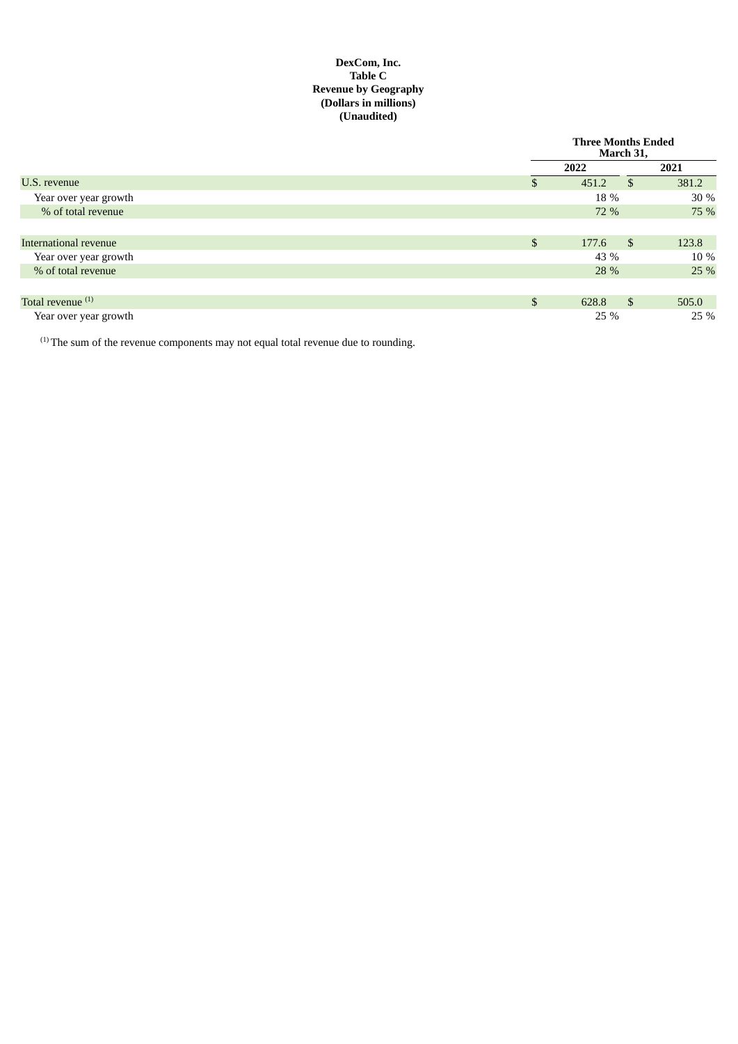**DexCom, Inc.**
**Table C**
**Revenue by Geography**
**(Dollars in millions)**
**(Unaudited)**

| | Three Months Ended March 31, | |
|---|---|---|
| | 2022 | 2021 |
| U.S. revenue | $ 451.2 | $ 381.2 |
| Year over year growth | 18 % | 30 % |
| % of total revenue | 72 % | 75 % |
| | | |
| International revenue | $ 177.6 | $ 123.8 |
| Year over year growth | 43 % | 10 % |
| % of total revenue | 28 % | 25 % |
| | | |
| Total revenue [(1)] | $ 628.8 | $ 505.0 |
| Year over year growth | 25 % | 25 % |

[(1)] The sum of the revenue components may not equal total revenue due to rounding.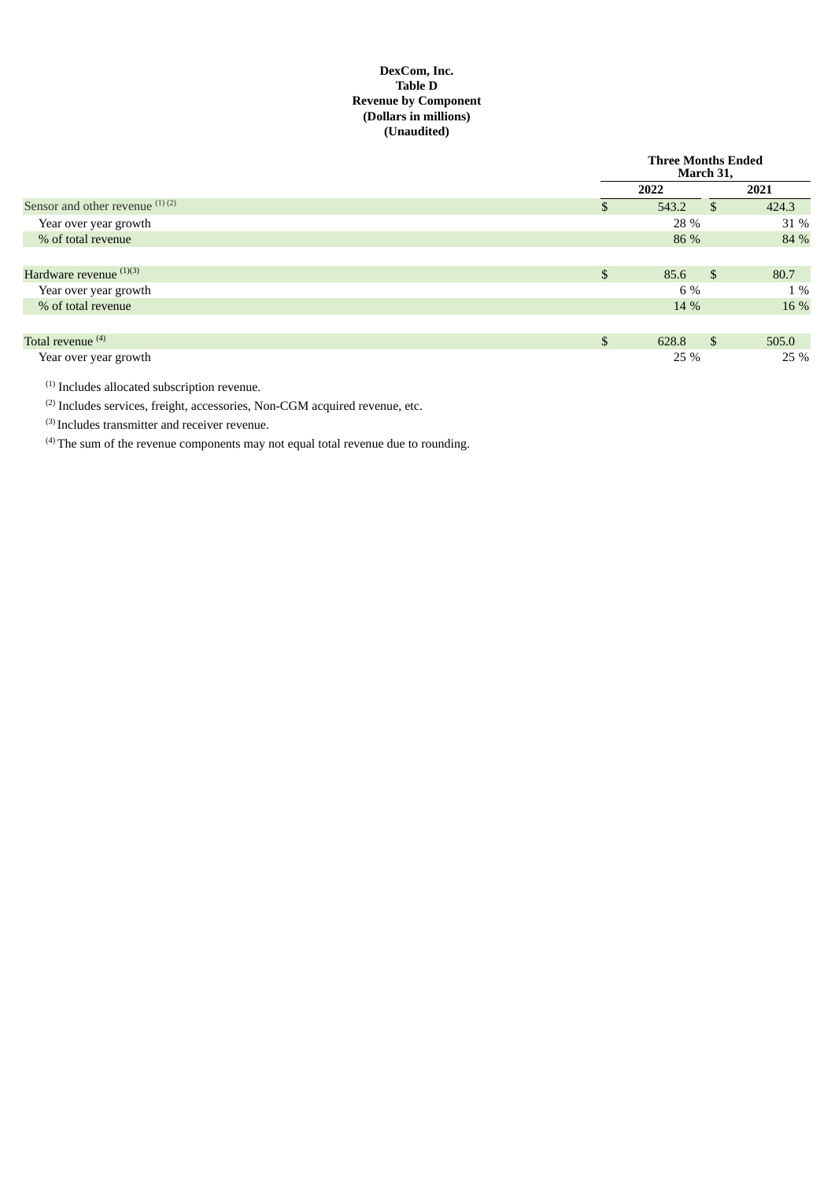**DexCom, Inc.**
**Table D**
**Revenue by Component**
**(Dollars in millions)**
**(Unaudited)**

| | Three Months Ended March 31, | |
|---|---|---|
| | 2022 | 2021 |
| Sensor and other revenue [1] [2] | $ 543.2 | $ 424.3 |
| Year over year growth | 28 % | 31 % |
| % of total revenue | 86 % | 84 % |
| | | |
| Hardware revenue [1][3] | $ 85.6 | $ 80.7 |
| Year over year growth | 6 % | 1 % |
| % of total revenue | 14 % | 16 % |
| | | |
| Total revenue [4] | $ 628.8 | $ 505.0 |
| Year over year growth | 25 % | 25 % |

[1] Includes allocated subscription revenue.

[2] Includes services, freight, accessories, Non-CGM acquired revenue, etc.

[3] Includes transmitter and receiver revenue.

[4] The sum of the revenue components may not equal total revenue due to rounding.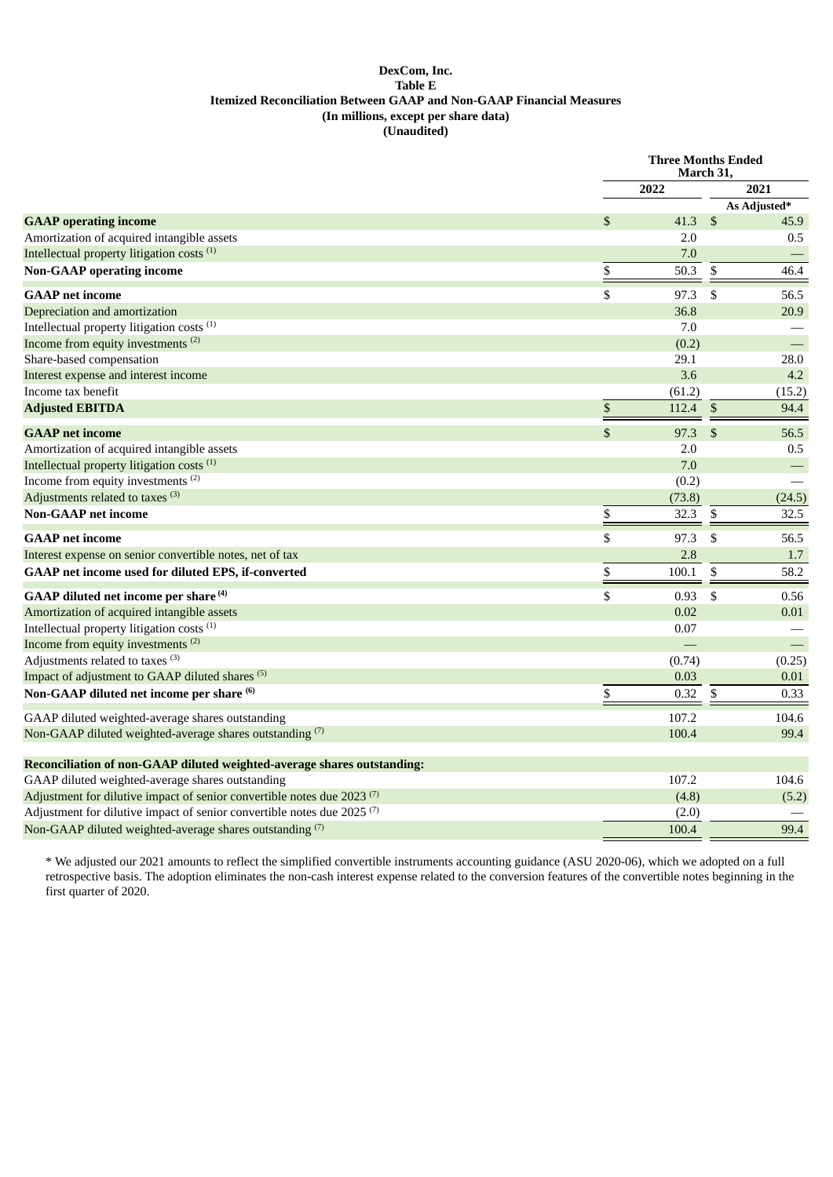**DexCom, Inc.**
**Table E**
**Itemized Reconciliation Between GAAP and Non-GAAP Financial Measures**
**(In millions, except per share data)**
**(Unaudited)**

| | Three Months Ended March 31, | |
|---|---|---|
| | 2022 | 2021 |
| | | As Adjusted* |
| **GAAP operating income** | $ 41.3 | $ 45.9 |
| Amortization of acquired intangible assets | 2.0 | 0.5 |
| Intellectual property litigation costs [(1)] | 7.0 | — |
| **Non-GAAP operating income** | $ 50.3 | $ 46.4 |
| **GAAP net income** | $ 97.3 | $ 56.5 |
| Depreciation and amortization | 36.8 | 20.9 |
| Intellectual property litigation costs [(1)] | 7.0 | — |
| Income from equity investments [(2)] | (0.2) | — |
| Share-based compensation | 29.1 | 28.0 |
| Interest expense and interest income | 3.6 | 4.2 |
| Income tax benefit | (61.2) | (15.2) |
| **Adjusted EBITDA** | $ 112.4 | $ 94.4 |
| **GAAP net income** | $ 97.3 | $ 56.5 |
| Amortization of acquired intangible assets | 2.0 | 0.5 |
| Intellectual property litigation costs [(1)] | 7.0 | — |
| Income from equity investments [(2)] | (0.2) | — |
| Adjustments related to taxes [(3)] | (73.8) | (24.5) |
| **Non-GAAP net income** | $ 32.3 | $ 32.5 |
| **GAAP net income** | $ 97.3 | $ 56.5 |
| Interest expense on senior convertible notes, net of tax | 2.8 | 1.7 |
| **GAAP net income used for diluted EPS, if-converted** | $ 100.1 | $ 58.2 |
| **GAAP diluted net income per share [(4)]** | $ 0.93 | $ 0.56 |
| Amortization of acquired intangible assets | 0.02 | 0.01 |
| Intellectual property litigation costs [(1)] | 0.07 | — |
| Income from equity investments [(2)] | — | — |
| Adjustments related to taxes [(3)] | (0.74) | (0.25) |
| Impact of adjustment to GAAP diluted shares [(5)] | 0.03 | 0.01 |
| **Non-GAAP diluted net income per share [(6)]** | $ 0.32 | $ 0.33 |
| GAAP diluted weighted-average shares outstanding | 107.2 | 104.6 |
| Non-GAAP diluted weighted-average shares outstanding [(7)] | 100.4 | 99.4 |
| | | |
| **Reconciliation of non-GAAP diluted weighted-average shares outstanding:** | | |
| GAAP diluted weighted-average shares outstanding | 107.2 | 104.6 |
| Adjustment for dilutive impact of senior convertible notes due 2023 [(7)] | (4.8) | (5.2) |
| Adjustment for dilutive impact of senior convertible notes due 2025 [(7)] | (2.0) | — |
| Non-GAAP diluted weighted-average shares outstanding [(7)] | 100.4 | 99.4 |

\* We adjusted our 2021 amounts to reflect the simplified convertible instruments accounting guidance (ASU 2020-06), which we adopted on a full retrospective basis. The adoption eliminates the non-cash interest expense related to the conversion features of the convertible notes beginning in the first quarter of 2020.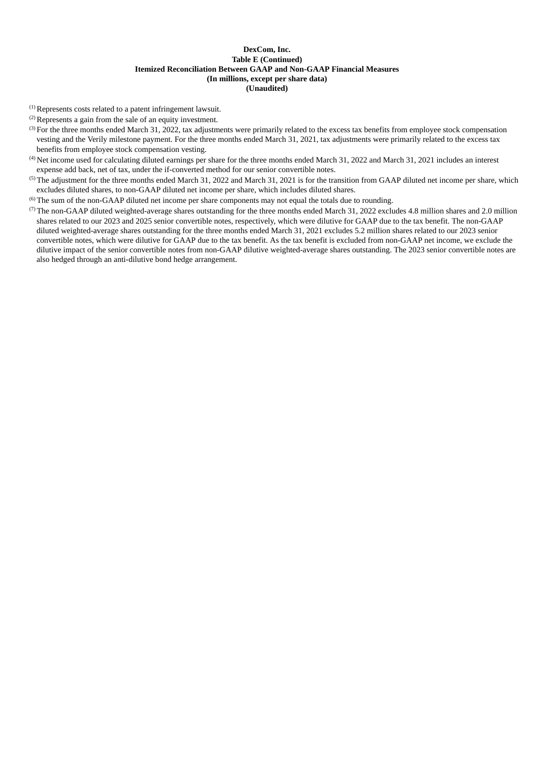**DexCom, Inc.**
**Table E (Continued)**
**Itemized Reconciliation Between GAAP and Non-GAAP Financial Measures**
**(In millions, except per share data)**
**(Unaudited)**

(1) Represents costs related to a patent infringement lawsuit.

(2) Represents a gain from the sale of an equity investment.

(3) For the three months ended March 31, 2022, tax adjustments were primarily related to the excess tax benefits from employee stock compensation vesting and the Verily milestone payment. For the three months ended March 31, 2021, tax adjustments were primarily related to the excess tax benefits from employee stock compensation vesting.

(4) Net income used for calculating diluted earnings per share for the three months ended March 31, 2022 and March 31, 2021 includes an interest expense add back, net of tax, under the if-converted method for our senior convertible notes.

(5) The adjustment for the three months ended March 31, 2022 and March 31, 2021 is for the transition from GAAP diluted net income per share, which excludes diluted shares, to non-GAAP diluted net income per share, which includes diluted shares.

(6) The sum of the non-GAAP diluted net income per share components may not equal the totals due to rounding.

(7) The non-GAAP diluted weighted-average shares outstanding for the three months ended March 31, 2022 excludes 4.8 million shares and 2.0 million shares related to our 2023 and 2025 senior convertible notes, respectively, which were dilutive for GAAP due to the tax benefit. The non-GAAP diluted weighted-average shares outstanding for the three months ended March 31, 2021 excludes 5.2 million shares related to our 2023 senior convertible notes, which were dilutive for GAAP due to the tax benefit. As the tax benefit is excluded from non-GAAP net income, we exclude the dilutive impact of the senior convertible notes from non-GAAP dilutive weighted-average shares outstanding. The 2023 senior convertible notes are also hedged through an anti-dilutive bond hedge arrangement.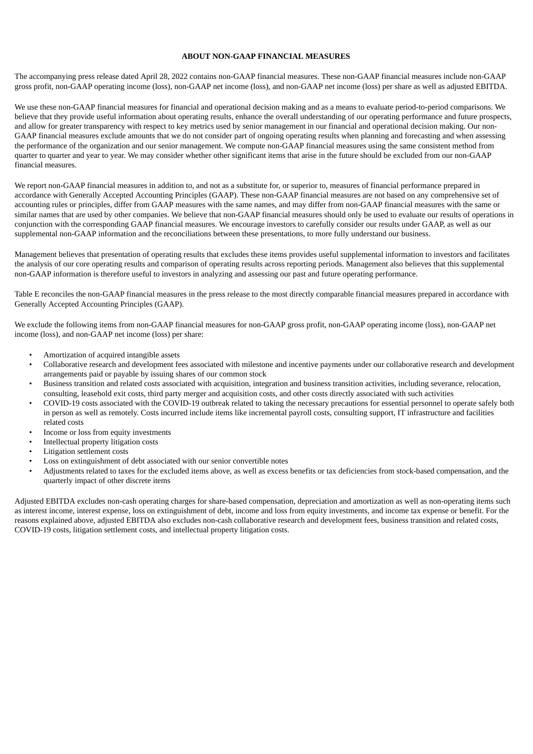## ABOUT NON-GAAP FINANCIAL MEASURES

The accompanying press release dated April 28, 2022 contains non-GAAP financial measures. These non-GAAP financial measures include non-GAAP gross profit, non-GAAP operating income (loss), non-GAAP net income (loss), and non-GAAP net income (loss) per share as well as adjusted EBITDA.

We use these non-GAAP financial measures for financial and operational decision making and as a means to evaluate period-to-period comparisons. We believe that they provide useful information about operating results, enhance the overall understanding of our operating performance and future prospects, and allow for greater transparency with respect to key metrics used by senior management in our financial and operational decision making. Our non-GAAP financial measures exclude amounts that we do not consider part of ongoing operating results when planning and forecasting and when assessing the performance of the organization and our senior management. We compute non-GAAP financial measures using the same consistent method from quarter to quarter and year to year. We may consider whether other significant items that arise in the future should be excluded from our non-GAAP financial measures.

We report non-GAAP financial measures in addition to, and not as a substitute for, or superior to, measures of financial performance prepared in accordance with Generally Accepted Accounting Principles (GAAP). These non-GAAP financial measures are not based on any comprehensive set of accounting rules or principles, differ from GAAP measures with the same names, and may differ from non-GAAP financial measures with the same or similar names that are used by other companies. We believe that non-GAAP financial measures should only be used to evaluate our results of operations in conjunction with the corresponding GAAP financial measures. We encourage investors to carefully consider our results under GAAP, as well as our supplemental non-GAAP information and the reconciliations between these presentations, to more fully understand our business.

Management believes that presentation of operating results that excludes these items provides useful supplemental information to investors and facilitates the analysis of our core operating results and comparison of operating results across reporting periods. Management also believes that this supplemental non-GAAP information is therefore useful to investors in analyzing and assessing our past and future operating performance.

Table E reconciles the non-GAAP financial measures in the press release to the most directly comparable financial measures prepared in accordance with Generally Accepted Accounting Principles (GAAP).

We exclude the following items from non-GAAP financial measures for non-GAAP gross profit, non-GAAP operating income (loss), non-GAAP net income (loss), and non-GAAP net income (loss) per share:

- Amortization of acquired intangible assets
- Collaborative research and development fees associated with milestone and incentive payments under our collaborative research and development arrangements paid or payable by issuing shares of our common stock
- Business transition and related costs associated with acquisition, integration and business transition activities, including severance, relocation, consulting, leasehold exit costs, third party merger and acquisition costs, and other costs directly associated with such activities
- COVID-19 costs associated with the COVID-19 outbreak related to taking the necessary precautions for essential personnel to operate safely both in person as well as remotely. Costs incurred include items like incremental payroll costs, consulting support, IT infrastructure and facilities related costs
- Income or loss from equity investments
- Intellectual property litigation costs
- Litigation settlement costs
- Loss on extinguishment of debt associated with our senior convertible notes
- Adjustments related to taxes for the excluded items above, as well as excess benefits or tax deficiencies from stock-based compensation, and the quarterly impact of other discrete items

Adjusted EBITDA excludes non-cash operating charges for share-based compensation, depreciation and amortization as well as non-operating items such as interest income, interest expense, loss on extinguishment of debt, income and loss from equity investments, and income tax expense or benefit. For the reasons explained above, adjusted EBITDA also excludes non-cash collaborative research and development fees, business transition and related costs, COVID-19 costs, litigation settlement costs, and intellectual property litigation costs.